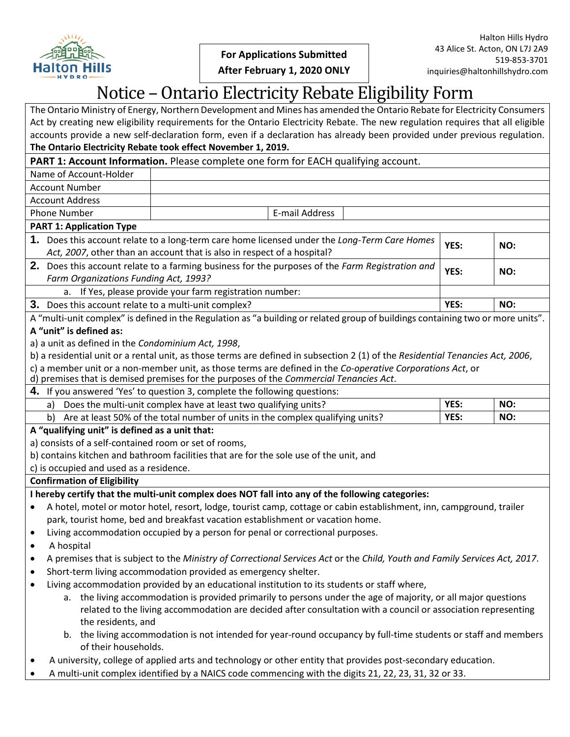Halton Hills Hydro
43 Alice St. Acton, ON L7J 2A9
519-853-3701
inquiries@haltonhillshydro.com

**For Applications Submitted After February 1, 2020 ONLY**

# Notice – Ontario Electricity Rebate Eligibility Form

The Ontario Ministry of Energy, Northern Development and Mines has amended the Ontario Rebate for Electricity Consumers Act by creating new eligibility requirements for the Ontario Electricity Rebate. The new regulation requires that all eligible accounts provide a new self-declaration form, even if a declaration has already been provided under previous regulation. **The Ontario Electricity Rebate took effect November 1, 2019.**

**PART 1: Account Information.** Please complete one form for EACH qualifying account.

| Name of Account-Holder | | | |
|---|---|---|---|
| Account Number | | | |
| Account Address | | | |
| Phone Number | | E-mail Address | |

**PART 1: Application Type**

| Question | YES | NO |
|---|---|---|
| **1.** Does this account relate to a long-term care home licensed under the *Long-Term Care Homes Act, 2007*, other than an account that is also in respect of a hospital? | YES: | NO: |
| **2.** Does this account relate to a farming business for the purposes of the *Farm Registration and Farm Organizations Funding Act, 1993?* | YES: | NO: |
| a. If Yes, please provide your farm registration number: | | |
| **3.** Does this account relate to a multi-unit complex? | YES: | NO: |

A "multi-unit complex" is defined in the Regulation as "a building or related group of buildings containing two or more units".

**A "unit" is defined as:**

a) a unit as defined in the *Condominium Act, 1998*,
b) a residential unit or a rental unit, as those terms are defined in subsection 2 (1) of the *Residential Tenancies Act, 2006*,
c) a member unit or a non-member unit, as those terms are defined in the *Co-operative Corporations Act*, or
d) premises that is demised premises for the purposes of the *Commercial Tenancies Act*.

| **4.** If you answered 'Yes' to question 3, complete the following questions: | YES | NO |
|---|---|---|
| a) Does the multi-unit complex have at least two qualifying units? | YES: | NO: |
| b) Are at least 50% of the total number of units in the complex qualifying units? | YES: | NO: |

**A "qualifying unit" is defined as a unit that:**

a) consists of a self-contained room or set of rooms,
b) contains kitchen and bathroom facilities that are for the sole use of the unit, and
c) is occupied and used as a residence.

**Confirmation of Eligibility**

**I hereby certify that the multi-unit complex does NOT fall into any of the following categories:**

- A hotel, motel or motor hotel, resort, lodge, tourist camp, cottage or cabin establishment, inn, campground, trailer park, tourist home, bed and breakfast vacation establishment or vacation home.
- Living accommodation occupied by a person for penal or correctional purposes.
- A hospital
- A premises that is subject to the *Ministry of Correctional Services Act* or the *Child, Youth and Family Services Act, 2017*.
- Short-term living accommodation provided as emergency shelter.
- Living accommodation provided by an educational institution to its students or staff where,
  a. the living accommodation is provided primarily to persons under the age of majority, or all major questions related to the living accommodation are decided after consultation with a council or association representing the residents, and
  b. the living accommodation is not intended for year-round occupancy by full-time students or staff and members of their households.
- A university, college of applied arts and technology or other entity that provides post-secondary education.
- A multi-unit complex identified by a NAICS code commencing with the digits 21, 22, 23, 31, 32 or 33.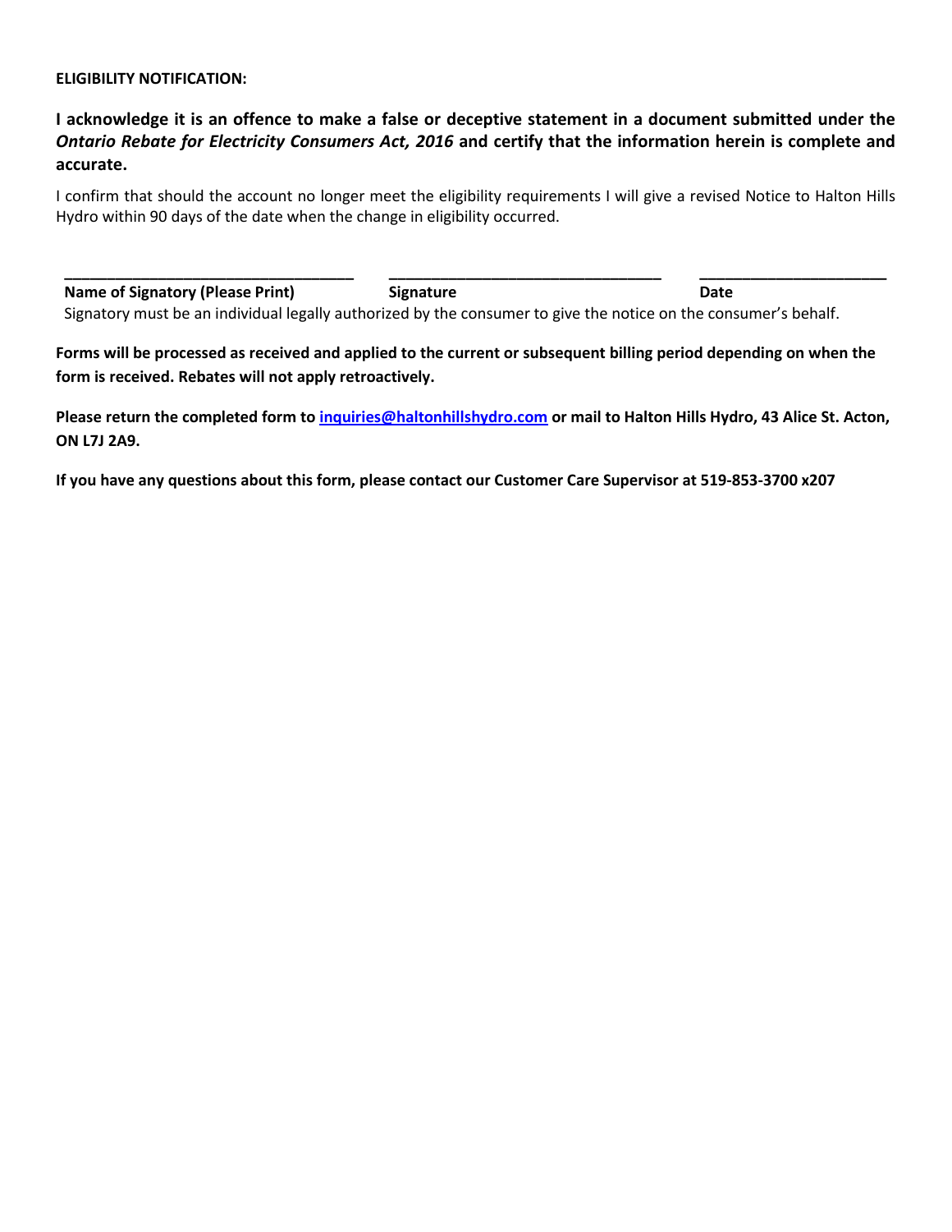**ELIGIBILITY NOTIFICATION:**

**I acknowledge it is an offence to make a false or deceptive statement in a document submitted under the *Ontario Rebate for Electricity Consumers Act, 2016* and certify that the information herein is complete and accurate.**

I confirm that should the account no longer meet the eligibility requirements I will give a revised Notice to Halton Hills Hydro within 90 days of the date when the change in eligibility occurred.

| | | |
|---|---|---|
| ______________________________ | ______________________________ | ____________________ |
| **Name of Signatory (Please Print)** | **Signature** | **Date** |

Signatory must be an individual legally authorized by the consumer to give the notice on the consumer's behalf.

**Forms will be processed as received and applied to the current or subsequent billing period depending on when the form is received. Rebates will not apply retroactively.**

**Please return the completed form to [inquiries@haltonhillshydro.com](mailto:inquiries@haltonhillshydro.com) or mail to Halton Hills Hydro, 43 Alice St. Acton, ON L7J 2A9.**

**If you have any questions about this form, please contact our Customer Care Supervisor at 519-853-3700 x207**